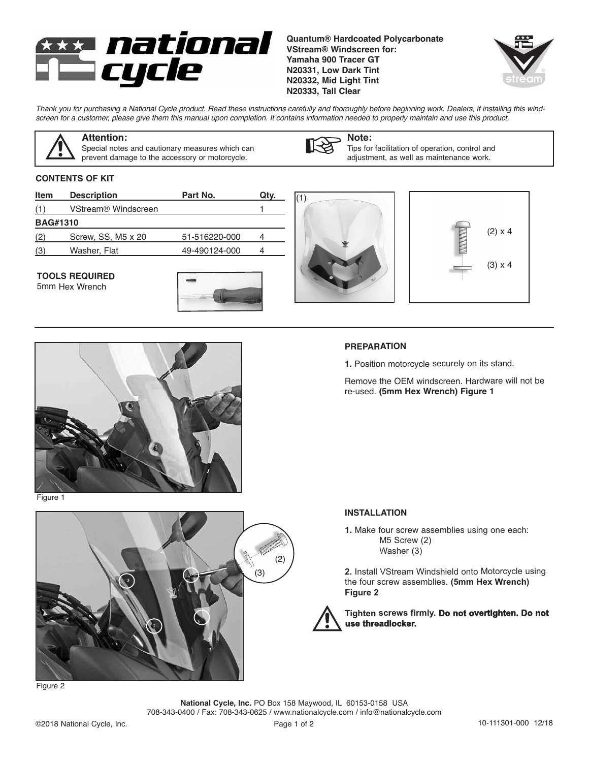**Quantum® Hardcoated Polycarbonate VStream® Windscreen for:**
**Yamaha 900 Tracer GT**
**N20331, Low Dark Tint**
**N20332, Mid Light Tint**
**N20333, Tall Clear**

*Thank you for purchasing a National Cycle product. Read these instructions carefully and thoroughly before beginning work. Dealers, if installing this windscreen for a customer, please give them this manual upon completion. It contains information needed to properly maintain and use this product.*

**Attention:** Special notes and cautionary measures which can prevent damage to the accessory or motorcycle.

**Note:** Tips for facilitation of operation, control and adjustment, as well as maintenance work.

## CONTENTS OF KIT

| Item | Description | Part No. | Qty. |
|---|---|---|---|
| (1) | VStream® Windscreen | | 1 |
| **BAG#1310** | | | |
| (2) | Screw, SS, M5 x 20 | 51-516220-000 | 4 |
| (3) | Washer, Flat | 49-490124-000 | 4 |

(1)

(2) x 4

(3) x 4

## TOOLS REQUIRED

5mm Hex Wrench

Figure 1

## PREPARATION

**1.** Position motorcycle securely on its stand.

Remove the OEM windscreen. Hardware will not be re-used. **(5mm Hex Wrench) Figure 1**

Figure 2

## INSTALLATION

**1.** Make four screw assemblies using one each:
- M5 Screw (2)
- Washer (3)

**2.** Install VStream Windshield onto Motorcycle using the four screw assemblies. **(5mm Hex Wrench) Figure 2**

**Tighten screws firmly. Do not overtighten. Do not use threadlocker.**

**National Cycle, Inc.** PO Box 158 Maywood, IL 60153-0158 USA
708-343-0400 / Fax: 708-343-0625 / www.nationalcycle.com / info@nationalcycle.com

©2018 National Cycle, Inc. 10-111301-000 12/18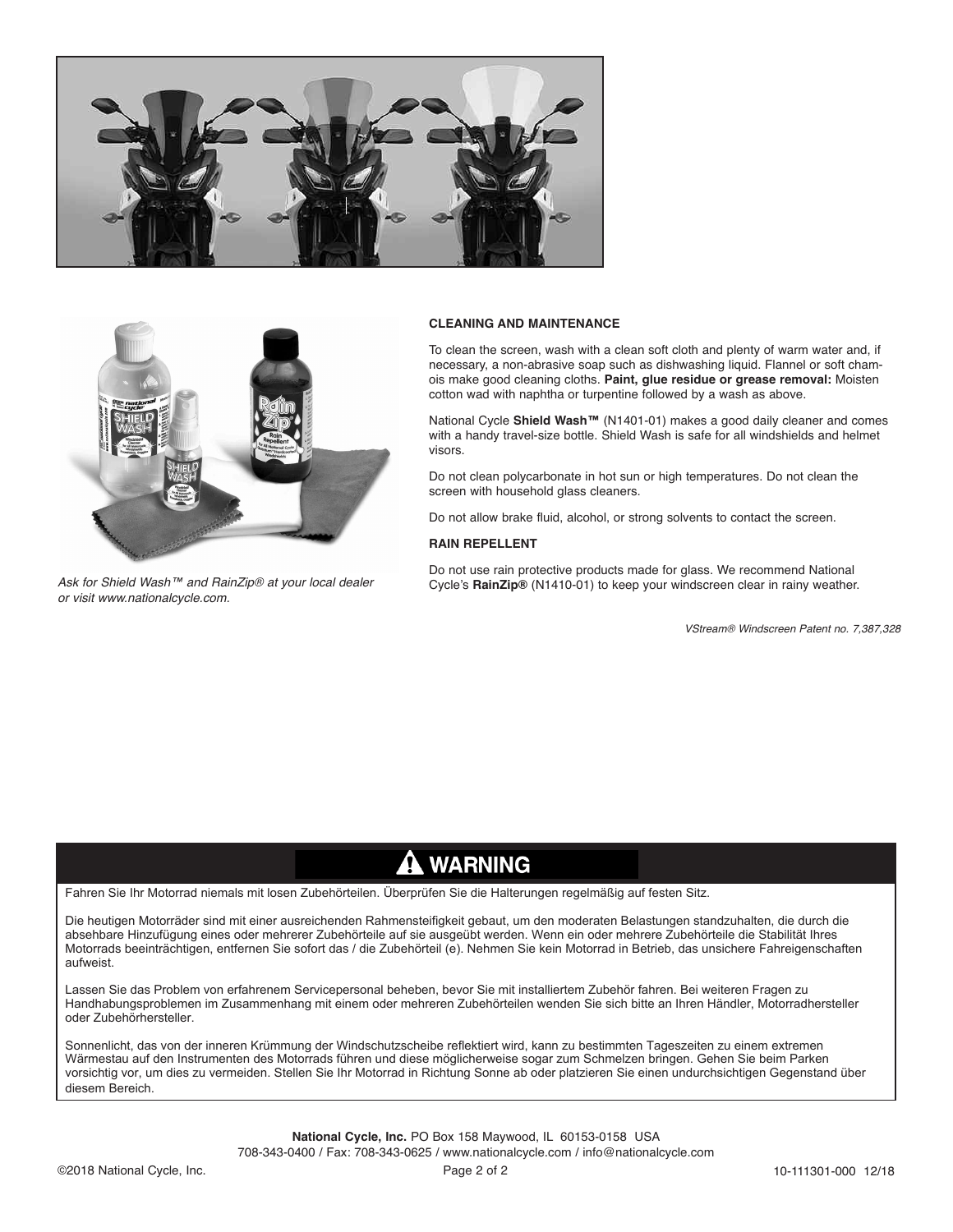*Ask for Shield Wash™ and RainZip® at your local dealer or visit www.nationalcycle.com.*

**CLEANING AND MAINTENANCE**

To clean the screen, wash with a clean soft cloth and plenty of warm water and, if necessary, a non-abrasive soap such as dishwashing liquid. Flannel or soft chamois make good cleaning cloths. **Paint, glue residue or grease removal:** Moisten cotton wad with naphtha or turpentine followed by a wash as above.

National Cycle **Shield Wash™** (N1401-01) makes a good daily cleaner and comes with a handy travel-size bottle. Shield Wash is safe for all windshields and helmet visors.

Do not clean polycarbonate in hot sun or high temperatures. Do not clean the screen with household glass cleaners.

Do not allow brake fluid, alcohol, or strong solvents to contact the screen.

**RAIN REPELLENT**

Do not use rain protective products made for glass. We recommend National Cycle's **RainZip®** (N1410-01) to keep your windscreen clear in rainy weather.

*VStream® Windscreen Patent no. 7,387,328*

## ⚠ WARNING

Fahren Sie Ihr Motorrad niemals mit losen Zubehörteilen. Überprüfen Sie die Halterungen regelmäßig auf festen Sitz.

Die heutigen Motorräder sind mit einer ausreichenden Rahmensteifigkeit gebaut, um den moderaten Belastungen standzuhalten, die durch die absehbare Hinzufügung eines oder mehrerer Zubehörteile auf sie ausgeübt werden. Wenn ein oder mehrere Zubehörteile die Stabilität Ihres Motorrads beeinträchtigen, entfernen Sie sofort das / die Zubehörteil (e). Nehmen Sie kein Motorrad in Betrieb, das unsichere Fahreigenschaften aufweist.

Lassen Sie das Problem von erfahrenem Servicepersonal beheben, bevor Sie mit installiertem Zubehör fahren. Bei weiteren Fragen zu Handhabungsproblemen im Zusammenhang mit einem oder mehreren Zubehörteilen wenden Sie sich bitte an Ihren Händler, Motorradhersteller oder Zubehörhersteller.

Sonnenlicht, das von der inneren Krümmung der Windschutzscheibe reflektiert wird, kann zu bestimmten Tageszeiten zu einem extremen Wärmestau auf den Instrumenten des Motorrads führen und diese möglicherweise sogar zum Schmelzen bringen. Gehen Sie beim Parken vorsichtig vor, um dies zu vermeiden. Stellen Sie Ihr Motorrad in Richtung Sonne ab oder platzieren Sie einen undurchsichtigen Gegenstand über diesem Bereich.

**National Cycle, Inc.** PO Box 158 Maywood, IL 60153-0158 USA
708-343-0400 / Fax: 708-343-0625 / www.nationalcycle.com / info@nationalcycle.com

©2018 National Cycle, Inc. 10-111301-000 12/18